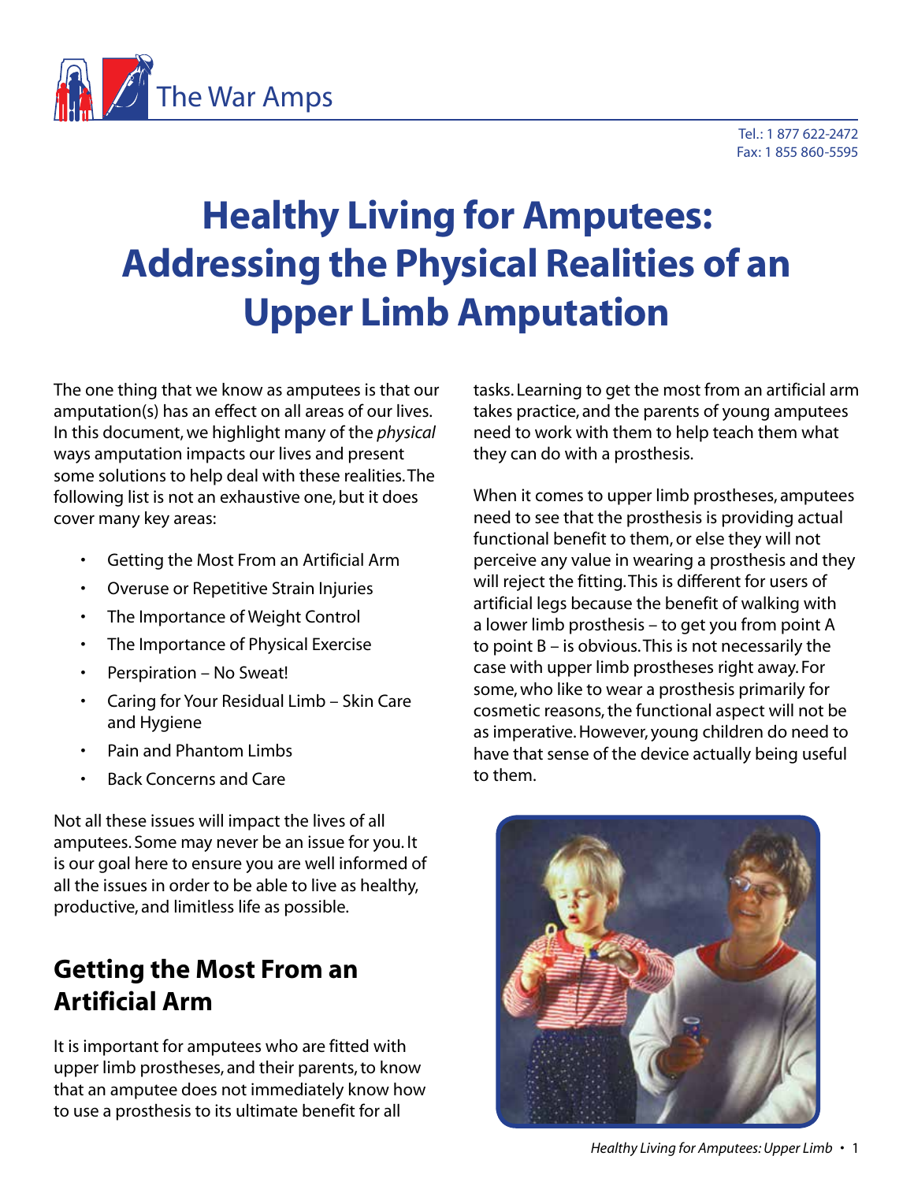The War Amps

Tel.: 1 877 622-2472
Fax: 1 855 860-5595

# Healthy Living for Amputees: Addressing the Physical Realities of an Upper Limb Amputation

The one thing that we know as amputees is that our amputation(s) has an effect on all areas of our lives. In this document, we highlight many of the *physical* ways amputation impacts our lives and present some solutions to help deal with these realities. The following list is not an exhaustive one, but it does cover many key areas:

- Getting the Most From an Artificial Arm
- Overuse or Repetitive Strain Injuries
- The Importance of Weight Control
- The Importance of Physical Exercise
- Perspiration – No Sweat!
- Caring for Your Residual Limb – Skin Care and Hygiene
- Pain and Phantom Limbs
- Back Concerns and Care

Not all these issues will impact the lives of all amputees. Some may never be an issue for you. It is our goal here to ensure you are well informed of all the issues in order to be able to live as healthy, productive, and limitless life as possible.

## Getting the Most From an Artificial Arm

It is important for amputees who are fitted with upper limb prostheses, and their parents, to know that an amputee does not immediately know how to use a prosthesis to its ultimate benefit for all tasks. Learning to get the most from an artificial arm takes practice, and the parents of young amputees need to work with them to help teach them what they can do with a prosthesis.

When it comes to upper limb prostheses, amputees need to see that the prosthesis is providing actual functional benefit to them, or else they will not perceive any value in wearing a prosthesis and they will reject the fitting. This is different for users of artificial legs because the benefit of walking with a lower limb prosthesis – to get you from point A to point B – is obvious. This is not necessarily the case with upper limb prostheses right away. For some, who like to wear a prosthesis primarily for cosmetic reasons, the functional aspect will not be as imperative. However, young children do need to have that sense of the device actually being useful to them.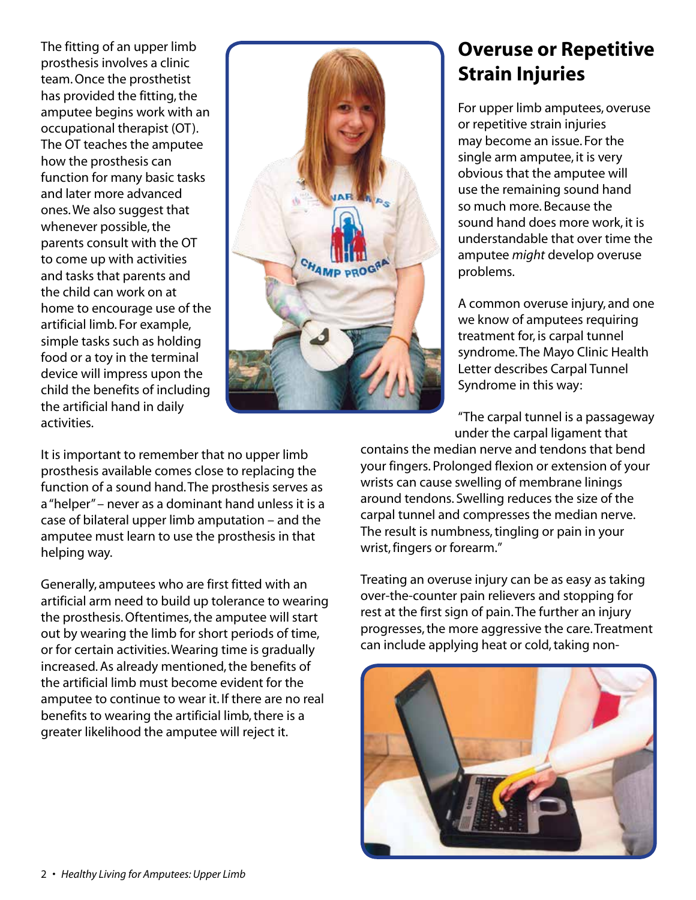The fitting of an upper limb prosthesis involves a clinic team. Once the prosthetist has provided the fitting, the amputee begins work with an occupational therapist (OT). The OT teaches the amputee how the prosthesis can function for many basic tasks and later more advanced ones. We also suggest that whenever possible, the parents consult with the OT to come up with activities and tasks that parents and the child can work on at home to encourage use of the artificial limb. For example, simple tasks such as holding food or a toy in the terminal device will impress upon the child the benefits of including the artificial hand in daily activities.

It is important to remember that no upper limb prosthesis available comes close to replacing the function of a sound hand. The prosthesis serves as a "helper" – never as a dominant hand unless it is a case of bilateral upper limb amputation – and the amputee must learn to use the prosthesis in that helping way.

Generally, amputees who are first fitted with an artificial arm need to build up tolerance to wearing the prosthesis. Oftentimes, the amputee will start out by wearing the limb for short periods of time, or for certain activities. Wearing time is gradually increased. As already mentioned, the benefits of the artificial limb must become evident for the amputee to continue to wear it. If there are no real benefits to wearing the artificial limb, there is a greater likelihood the amputee will reject it.

## Overuse or Repetitive Strain Injuries

For upper limb amputees, overuse or repetitive strain injuries may become an issue. For the single arm amputee, it is very obvious that the amputee will use the remaining sound hand so much more. Because the sound hand does more work, it is understandable that over time the amputee *might* develop overuse problems.

A common overuse injury, and one we know of amputees requiring treatment for, is carpal tunnel syndrome. The Mayo Clinic Health Letter describes Carpal Tunnel Syndrome in this way:

"The carpal tunnel is a passageway under the carpal ligament that contains the median nerve and tendons that bend your fingers. Prolonged flexion or extension of your wrists can cause swelling of membrane linings around tendons. Swelling reduces the size of the carpal tunnel and compresses the median nerve. The result is numbness, tingling or pain in your wrist, fingers or forearm."

Treating an overuse injury can be as easy as taking over-the-counter pain relievers and stopping for rest at the first sign of pain. The further an injury progresses, the more aggressive the care. Treatment can include applying heat or cold, taking non-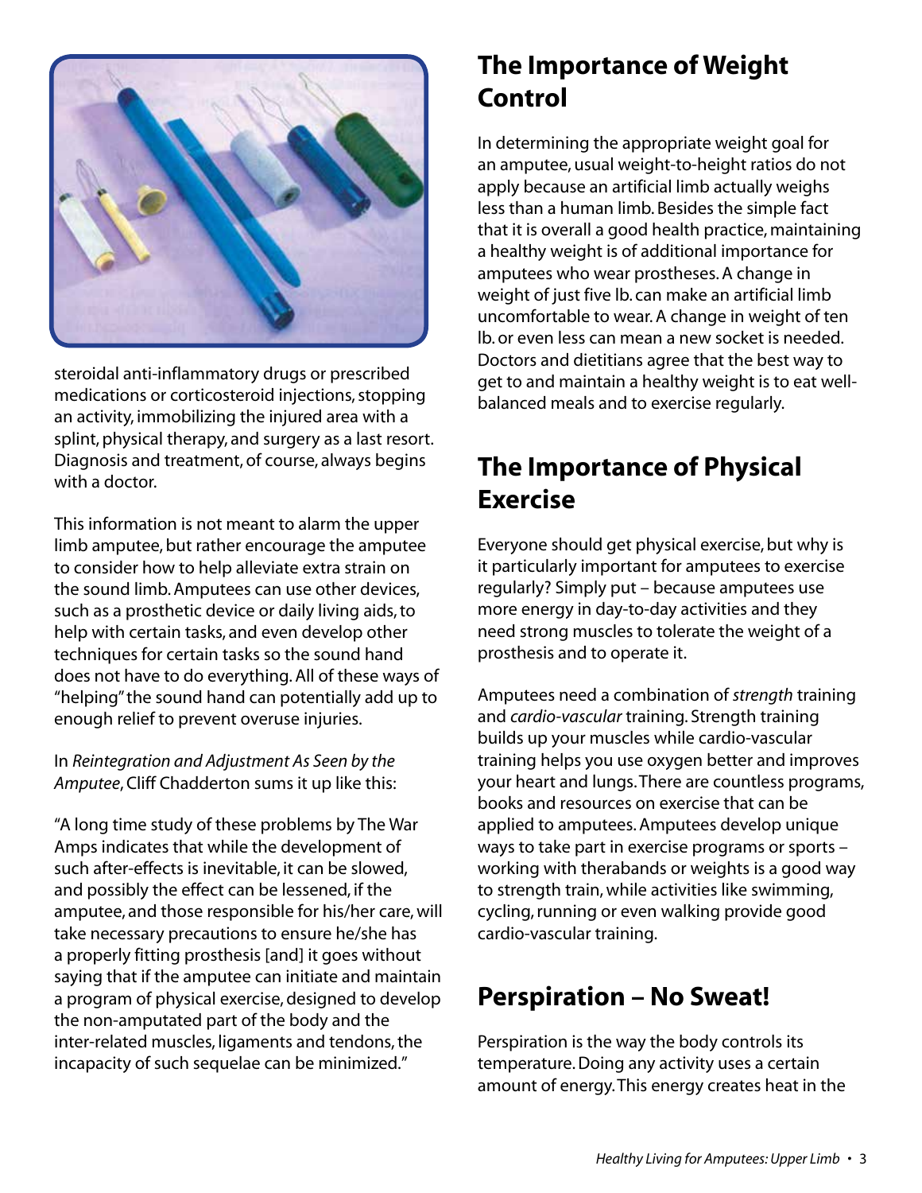steroidal anti-inflammatory drugs or prescribed medications or corticosteroid injections, stopping an activity, immobilizing the injured area with a splint, physical therapy, and surgery as a last resort. Diagnosis and treatment, of course, always begins with a doctor.

This information is not meant to alarm the upper limb amputee, but rather encourage the amputee to consider how to help alleviate extra strain on the sound limb. Amputees can use other devices, such as a prosthetic device or daily living aids, to help with certain tasks, and even develop other techniques for certain tasks so the sound hand does not have to do everything. All of these ways of "helping" the sound hand can potentially add up to enough relief to prevent overuse injuries.

In *Reintegration and Adjustment As Seen by the Amputee*, Cliff Chadderton sums it up like this:

"A long time study of these problems by The War Amps indicates that while the development of such after-effects is inevitable, it can be slowed, and possibly the effect can be lessened, if the amputee, and those responsible for his/her care, will take necessary precautions to ensure he/she has a properly fitting prosthesis [and] it goes without saying that if the amputee can initiate and maintain a program of physical exercise, designed to develop the non-amputated part of the body and the inter-related muscles, ligaments and tendons, the incapacity of such sequelae can be minimized."

## The Importance of Weight Control

In determining the appropriate weight goal for an amputee, usual weight-to-height ratios do not apply because an artificial limb actually weighs less than a human limb. Besides the simple fact that it is overall a good health practice, maintaining a healthy weight is of additional importance for amputees who wear prostheses. A change in weight of just five lb. can make an artificial limb uncomfortable to wear. A change in weight of ten lb. or even less can mean a new socket is needed. Doctors and dietitians agree that the best way to get to and maintain a healthy weight is to eat well-balanced meals and to exercise regularly.

## The Importance of Physical Exercise

Everyone should get physical exercise, but why is it particularly important for amputees to exercise regularly? Simply put – because amputees use more energy in day-to-day activities and they need strong muscles to tolerate the weight of a prosthesis and to operate it.

Amputees need a combination of *strength* training and *cardio-vascular* training. Strength training builds up your muscles while cardio-vascular training helps you use oxygen better and improves your heart and lungs. There are countless programs, books and resources on exercise that can be applied to amputees. Amputees develop unique ways to take part in exercise programs or sports – working with therabands or weights is a good way to strength train, while activities like swimming, cycling, running or even walking provide good cardio-vascular training.

## Perspiration – No Sweat!

Perspiration is the way the body controls its temperature. Doing any activity uses a certain amount of energy. This energy creates heat in the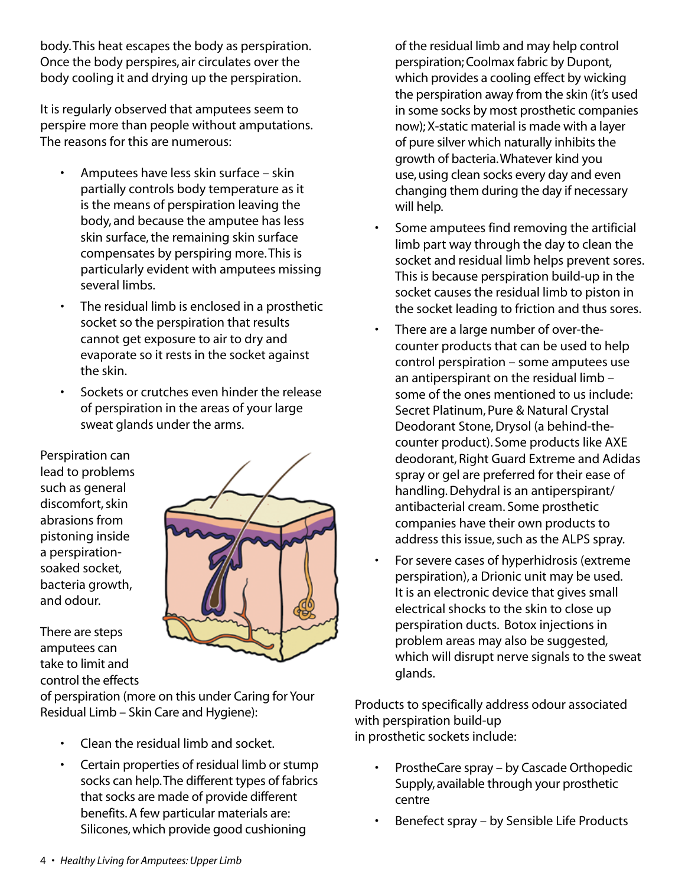body. This heat escapes the body as perspiration. Once the body perspires, air circulates over the body cooling it and drying up the perspiration.

It is regularly observed that amputees seem to perspire more than people without amputations. The reasons for this are numerous:

- Amputees have less skin surface – skin partially controls body temperature as it is the means of perspiration leaving the body, and because the amputee has less skin surface, the remaining skin surface compensates by perspiring more. This is particularly evident with amputees missing several limbs.
- The residual limb is enclosed in a prosthetic socket so the perspiration that results cannot get exposure to air to dry and evaporate so it rests in the socket against the skin.
- Sockets or crutches even hinder the release of perspiration in the areas of your large sweat glands under the arms.

Perspiration can lead to problems such as general discomfort, skin abrasions from pistoning inside a perspiration-soaked socket, bacteria growth, and odour.

There are steps amputees can take to limit and control the effects of perspiration (more on this under Caring for Your Residual Limb – Skin Care and Hygiene):

- Clean the residual limb and socket.
- Certain properties of residual limb or stump socks can help. The different types of fabrics that socks are made of provide different benefits. A few particular materials are: Silicones, which provide good cushioning of the residual limb and may help control perspiration; Coolmax fabric by Dupont, which provides a cooling effect by wicking the perspiration away from the skin (it's used in some socks by most prosthetic companies now); X-static material is made with a layer of pure silver which naturally inhibits the growth of bacteria. Whatever kind you use, using clean socks every day and even changing them during the day if necessary will help.
- Some amputees find removing the artificial limb part way through the day to clean the socket and residual limb helps prevent sores. This is because perspiration build-up in the socket causes the residual limb to piston in the socket leading to friction and thus sores.
- There are a large number of over-the-counter products that can be used to help control perspiration – some amputees use an antiperspirant on the residual limb – some of the ones mentioned to us include: Secret Platinum, Pure & Natural Crystal Deodorant Stone, Drysol (a behind-the-counter product). Some products like AXE deodorant, Right Guard Extreme and Adidas spray or gel are preferred for their ease of handling. Dehydral is an antiperspirant/antibacterial cream. Some prosthetic companies have their own products to address this issue, such as the ALPS spray.
- For severe cases of hyperhidrosis (extreme perspiration), a Drionic unit may be used. It is an electronic device that gives small electrical shocks to the skin to close up perspiration ducts. Botox injections in problem areas may also be suggested, which will disrupt nerve signals to the sweat glands.

Products to specifically address odour associated with perspiration build-up in prosthetic sockets include:

- ProstheCare spray – by Cascade Orthopedic Supply, available through your prosthetic centre
- Benefect spray – by Sensible Life Products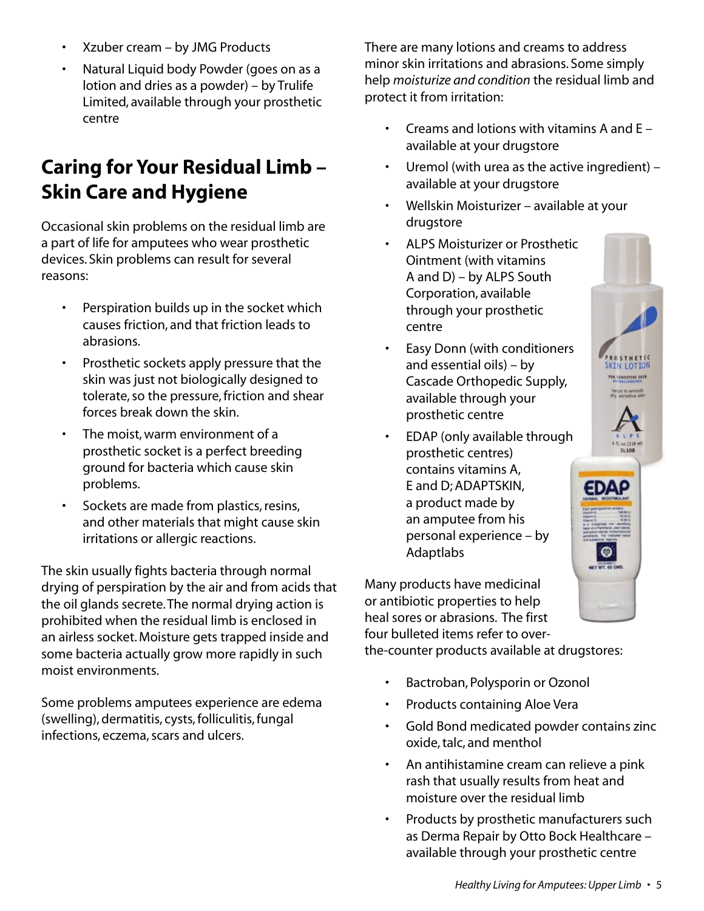- Xzuber cream – by JMG Products
- Natural Liquid body Powder (goes on as a lotion and dries as a powder) – by Trulife Limited, available through your prosthetic centre

## Caring for Your Residual Limb – Skin Care and Hygiene

Occasional skin problems on the residual limb are a part of life for amputees who wear prosthetic devices. Skin problems can result for several reasons:

- Perspiration builds up in the socket which causes friction, and that friction leads to abrasions.
- Prosthetic sockets apply pressure that the skin was just not biologically designed to tolerate, so the pressure, friction and shear forces break down the skin.
- The moist, warm environment of a prosthetic socket is a perfect breeding ground for bacteria which cause skin problems.
- Sockets are made from plastics, resins, and other materials that might cause skin irritations or allergic reactions.

The skin usually fights bacteria through normal drying of perspiration by the air and from acids that the oil glands secrete. The normal drying action is prohibited when the residual limb is enclosed in an airless socket. Moisture gets trapped inside and some bacteria actually grow more rapidly in such moist environments.

Some problems amputees experience are edema (swelling), dermatitis, cysts, folliculitis, fungal infections, eczema, scars and ulcers.

There are many lotions and creams to address minor skin irritations and abrasions. Some simply help *moisturize and condition* the residual limb and protect it from irritation:

- Creams and lotions with vitamins A and E – available at your drugstore
- Uremol (with urea as the active ingredient) – available at your drugstore
- Wellskin Moisturizer – available at your drugstore
- ALPS Moisturizer or Prosthetic Ointment (with vitamins A and D) – by ALPS South Corporation, available through your prosthetic centre
- Easy Donn (with conditioners and essential oils) – by Cascade Orthopedic Supply, available through your prosthetic centre
- EDAP (only available through prosthetic centres) contains vitamins A, E and D; ADAPTSKIN, a product made by an amputee from his personal experience – by Adaptlabs

Many products have medicinal or antibiotic properties to help heal sores or abrasions. The first four bulleted items refer to over-the-counter products available at drugstores:

- Bactroban, Polysporin or Ozonol
- Products containing Aloe Vera
- Gold Bond medicated powder contains zinc oxide, talc, and menthol
- An antihistamine cream can relieve a pink rash that usually results from heat and moisture over the residual limb
- Products by prosthetic manufacturers such as Derma Repair by Otto Bock Healthcare – available through your prosthetic centre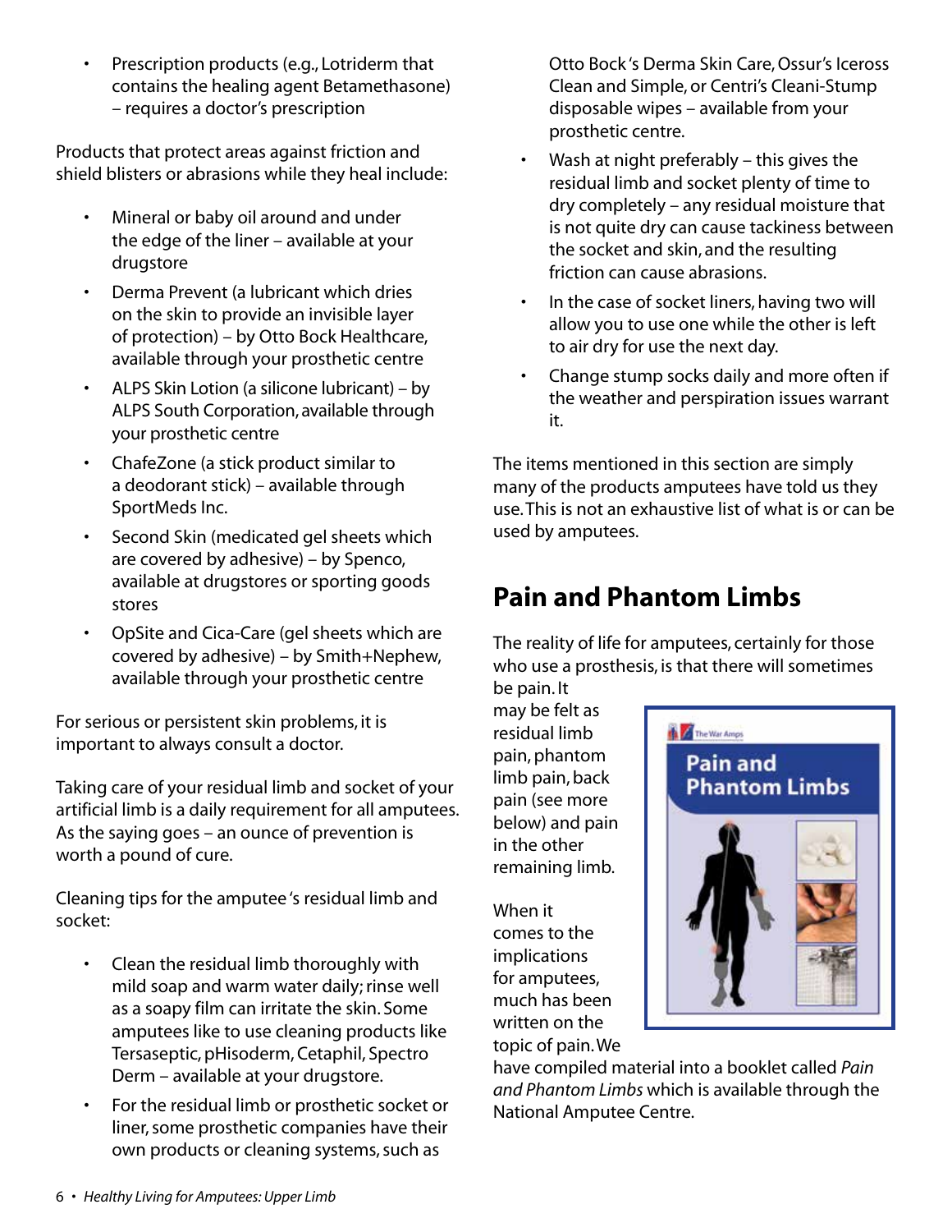- Prescription products (e.g., Lotriderm that contains the healing agent Betamethasone) – requires a doctor's prescription

Products that protect areas against friction and shield blisters or abrasions while they heal include:

- Mineral or baby oil around and under the edge of the liner – available at your drugstore
- Derma Prevent (a lubricant which dries on the skin to provide an invisible layer of protection) – by Otto Bock Healthcare, available through your prosthetic centre
- ALPS Skin Lotion (a silicone lubricant) – by ALPS South Corporation, available through your prosthetic centre
- ChafeZone (a stick product similar to a deodorant stick) – available through SportMeds Inc.
- Second Skin (medicated gel sheets which are covered by adhesive) – by Spenco, available at drugstores or sporting goods stores
- OpSite and Cica-Care (gel sheets which are covered by adhesive) – by Smith+Nephew, available through your prosthetic centre

For serious or persistent skin problems, it is important to always consult a doctor.

Taking care of your residual limb and socket of your artificial limb is a daily requirement for all amputees. As the saying goes – an ounce of prevention is worth a pound of cure.

Cleaning tips for the amputee's residual limb and socket:

- Clean the residual limb thoroughly with mild soap and warm water daily; rinse well as a soapy film can irritate the skin. Some amputees like to use cleaning products like Tersaseptic, pHisoderm, Cetaphil, Spectro Derm – available at your drugstore.
- For the residual limb or prosthetic socket or liner, some prosthetic companies have their own products or cleaning systems, such as Otto Bock's Derma Skin Care, Ossur's Iceross Clean and Simple, or Centri's Cleani-Stump disposable wipes – available from your prosthetic centre.
- Wash at night preferably – this gives the residual limb and socket plenty of time to dry completely – any residual moisture that is not quite dry can cause tackiness between the socket and skin, and the resulting friction can cause abrasions.
- In the case of socket liners, having two will allow you to use one while the other is left to air dry for use the next day.
- Change stump socks daily and more often if the weather and perspiration issues warrant it.

The items mentioned in this section are simply many of the products amputees have told us they use. This is not an exhaustive list of what is or can be used by amputees.

## Pain and Phantom Limbs

The reality of life for amputees, certainly for those who use a prosthesis, is that there will sometimes be pain. It may be felt as residual limb pain, phantom limb pain, back pain (see more below) and pain in the other remaining limb.

When it comes to the implications for amputees, much has been written on the topic of pain. We have compiled material into a booklet called *Pain and Phantom Limbs* which is available through the National Amputee Centre.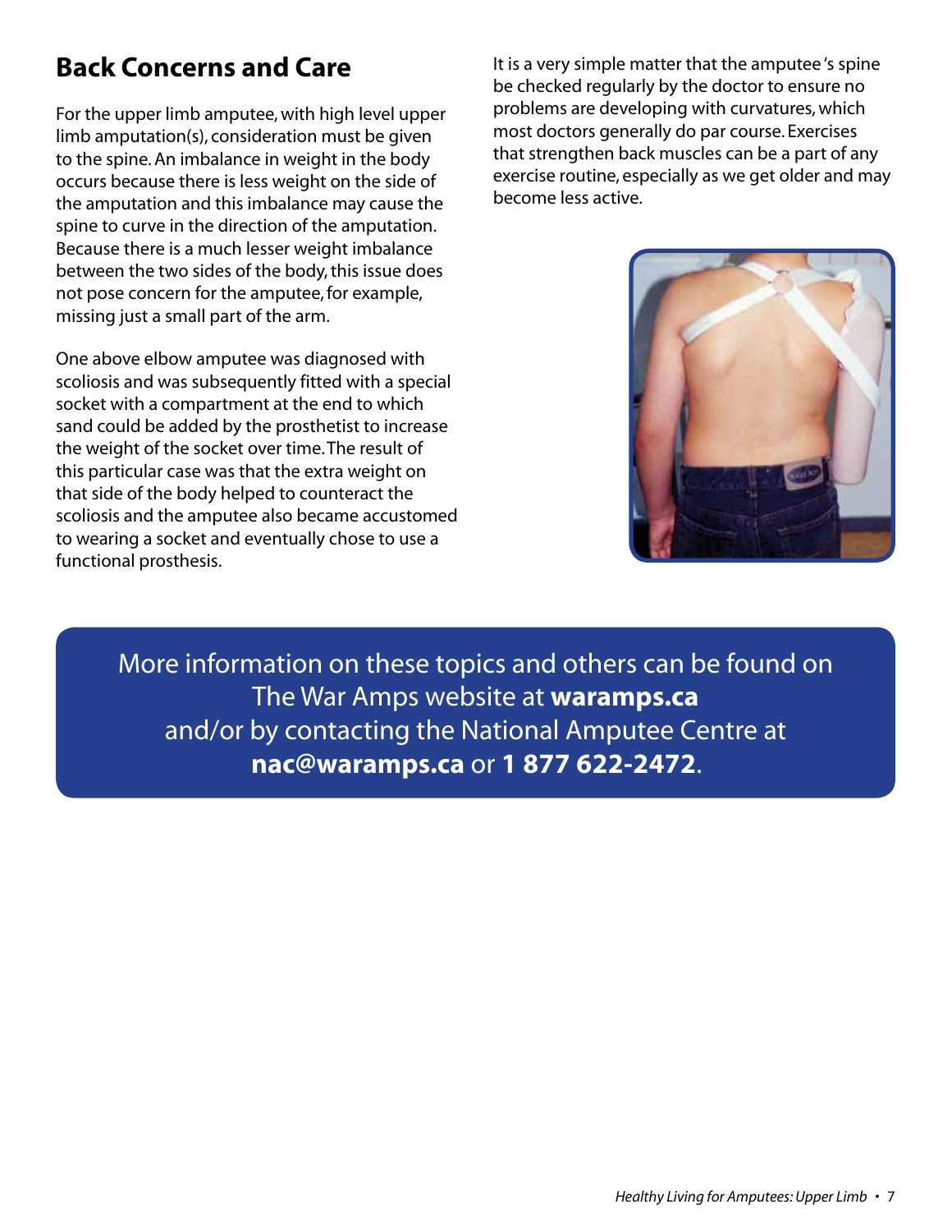## Back Concerns and Care

For the upper limb amputee, with high level upper limb amputation(s), consideration must be given to the spine. An imbalance in weight in the body occurs because there is less weight on the side of the amputation and this imbalance may cause the spine to curve in the direction of the amputation. Because there is a much lesser weight imbalance between the two sides of the body, this issue does not pose concern for the amputee, for example, missing just a small part of the arm.

One above elbow amputee was diagnosed with scoliosis and was subsequently fitted with a special socket with a compartment at the end to which sand could be added by the prosthetist to increase the weight of the socket over time. The result of this particular case was that the extra weight on that side of the body helped to counteract the scoliosis and the amputee also became accustomed to wearing a socket and eventually chose to use a functional prosthesis.

It is a very simple matter that the amputee's spine be checked regularly by the doctor to ensure no problems are developing with curvatures, which most doctors generally do par course. Exercises that strengthen back muscles can be a part of any exercise routine, especially as we get older and may become less active.

More information on these topics and others can be found on The War Amps website at **waramps.ca** and/or by contacting the National Amputee Centre at **nac@waramps.ca** or **1 877 622-2472**.